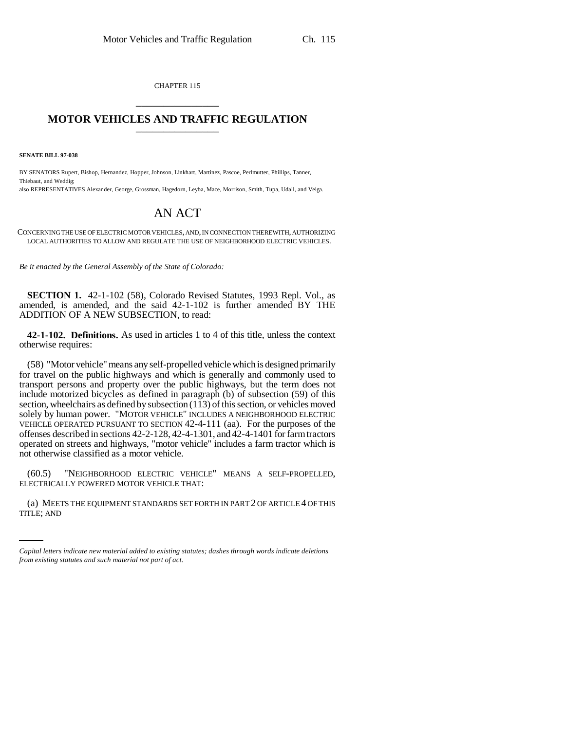CHAPTER 115

# MOTOR VEHICLES AND TRAFFIC REGULATION

**SENATE BILL 97-038**

BY SENATORS Rupert, Bishop, Hernandez, Hopper, Johnson, Linkhart, Martinez, Pascoe, Perlmutter, Phillips, Tanner, Thiebaut, and Weddig;
also REPRESENTATIVES Alexander, George, Grossman, Hagedorn, Leyba, Mace, Morrison, Smith, Tupa, Udall, and Veiga.

## AN ACT

CONCERNING THE USE OF ELECTRIC MOTOR VEHICLES, AND, IN CONNECTION THEREWITH, AUTHORIZING LOCAL AUTHORITIES TO ALLOW AND REGULATE THE USE OF NEIGHBORHOOD ELECTRIC VEHICLES.

*Be it enacted by the General Assembly of the State of Colorado:*

**SECTION 1.** 42-1-102 (58), Colorado Revised Statutes, 1993 Repl. Vol., as amended, is amended, and the said 42-1-102 is further amended BY THE ADDITION OF A NEW SUBSECTION, to read:

**42-1-102. Definitions.** As used in articles 1 to 4 of this title, unless the context otherwise requires:

(58) "Motor vehicle" means any self-propelled vehicle which is designed primarily for travel on the public highways and which is generally and commonly used to transport persons and property over the public highways, but the term does not include motorized bicycles as defined in paragraph (b) of subsection (59) of this section, wheelchairs as defined by subsection (113) of this section, or vehicles moved solely by human power. "MOTOR VEHICLE" INCLUDES A NEIGHBORHOOD ELECTRIC VEHICLE OPERATED PURSUANT TO SECTION 42-4-111 (aa). For the purposes of the offenses described in sections 42-2-128, 42-4-1301, and 42-4-1401 for farm tractors operated on streets and highways, "motor vehicle" includes a farm tractor which is not otherwise classified as a motor vehicle.

(60.5) "NEIGHBORHOOD ELECTRIC VEHICLE" MEANS A SELF-PROPELLED, ELECTRICALLY POWERED MOTOR VEHICLE THAT:

(a) MEETS THE EQUIPMENT STANDARDS SET FORTH IN PART 2 OF ARTICLE 4 OF THIS TITLE; AND

*Capital letters indicate new material added to existing statutes; dashes through words indicate deletions from existing statutes and such material not part of act.*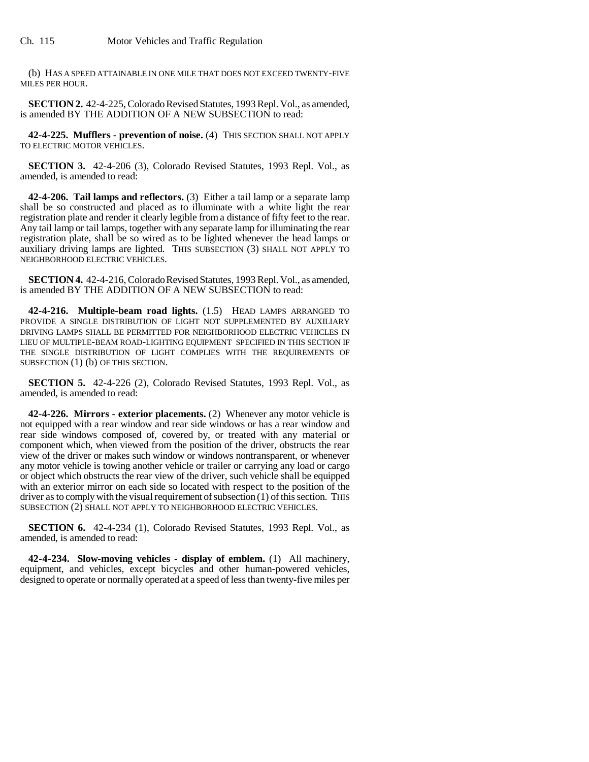(b) HAS A SPEED ATTAINABLE IN ONE MILE THAT DOES NOT EXCEED TWENTY-FIVE MILES PER HOUR.

**SECTION 2.** 42-4-225, Colorado Revised Statutes, 1993 Repl. Vol., as amended, is amended BY THE ADDITION OF A NEW SUBSECTION to read:

**42-4-225. Mufflers - prevention of noise.** (4) THIS SECTION SHALL NOT APPLY TO ELECTRIC MOTOR VEHICLES.

**SECTION 3.** 42-4-206 (3), Colorado Revised Statutes, 1993 Repl. Vol., as amended, is amended to read:

**42-4-206. Tail lamps and reflectors.** (3) Either a tail lamp or a separate lamp shall be so constructed and placed as to illuminate with a white light the rear registration plate and render it clearly legible from a distance of fifty feet to the rear. Any tail lamp or tail lamps, together with any separate lamp for illuminating the rear registration plate, shall be so wired as to be lighted whenever the head lamps or auxiliary driving lamps are lighted. THIS SUBSECTION (3) SHALL NOT APPLY TO NEIGHBORHOOD ELECTRIC VEHICLES.

**SECTION 4.** 42-4-216, Colorado Revised Statutes, 1993 Repl. Vol., as amended, is amended BY THE ADDITION OF A NEW SUBSECTION to read:

**42-4-216. Multiple-beam road lights.** (1.5) HEAD LAMPS ARRANGED TO PROVIDE A SINGLE DISTRIBUTION OF LIGHT NOT SUPPLEMENTED BY AUXILIARY DRIVING LAMPS SHALL BE PERMITTED FOR NEIGHBORHOOD ELECTRIC VEHICLES IN LIEU OF MULTIPLE-BEAM ROAD-LIGHTING EQUIPMENT SPECIFIED IN THIS SECTION IF THE SINGLE DISTRIBUTION OF LIGHT COMPLIES WITH THE REQUIREMENTS OF SUBSECTION (1) (b) OF THIS SECTION.

**SECTION 5.** 42-4-226 (2), Colorado Revised Statutes, 1993 Repl. Vol., as amended, is amended to read:

**42-4-226. Mirrors - exterior placements.** (2) Whenever any motor vehicle is not equipped with a rear window and rear side windows or has a rear window and rear side windows composed of, covered by, or treated with any material or component which, when viewed from the position of the driver, obstructs the rear view of the driver or makes such window or windows nontransparent, or whenever any motor vehicle is towing another vehicle or trailer or carrying any load or cargo or object which obstructs the rear view of the driver, such vehicle shall be equipped with an exterior mirror on each side so located with respect to the position of the driver as to comply with the visual requirement of subsection (1) of this section. THIS SUBSECTION (2) SHALL NOT APPLY TO NEIGHBORHOOD ELECTRIC VEHICLES.

**SECTION 6.** 42-4-234 (1), Colorado Revised Statutes, 1993 Repl. Vol., as amended, is amended to read:

**42-4-234. Slow-moving vehicles - display of emblem.** (1) All machinery, equipment, and vehicles, except bicycles and other human-powered vehicles, designed to operate or normally operated at a speed of less than twenty-five miles per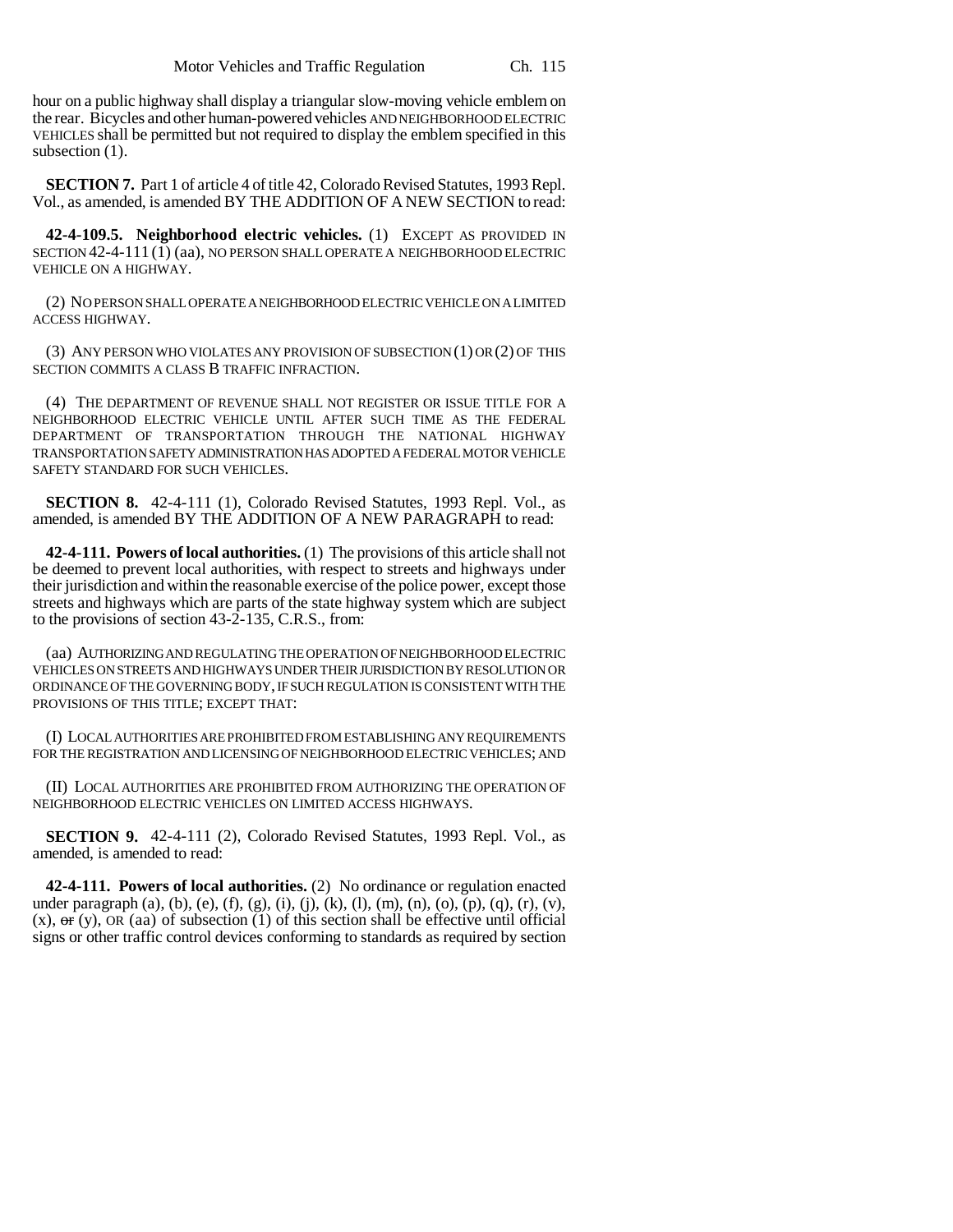hour on a public highway shall display a triangular slow-moving vehicle emblem on the rear. Bicycles and other human-powered vehicles AND NEIGHBORHOOD ELECTRIC VEHICLES shall be permitted but not required to display the emblem specified in this subsection (1).

**SECTION 7.** Part 1 of article 4 of title 42, Colorado Revised Statutes, 1993 Repl. Vol., as amended, is amended BY THE ADDITION OF A NEW SECTION to read:

**42-4-109.5. Neighborhood electric vehicles.** (1) EXCEPT AS PROVIDED IN SECTION 42-4-111 (1) (aa), NO PERSON SHALL OPERATE A NEIGHBORHOOD ELECTRIC VEHICLE ON A HIGHWAY.

(2) NO PERSON SHALL OPERATE A NEIGHBORHOOD ELECTRIC VEHICLE ON A LIMITED ACCESS HIGHWAY.

(3) ANY PERSON WHO VIOLATES ANY PROVISION OF SUBSECTION (1) OR (2) OF THIS SECTION COMMITS A CLASS B TRAFFIC INFRACTION.

(4) THE DEPARTMENT OF REVENUE SHALL NOT REGISTER OR ISSUE TITLE FOR A NEIGHBORHOOD ELECTRIC VEHICLE UNTIL AFTER SUCH TIME AS THE FEDERAL DEPARTMENT OF TRANSPORTATION THROUGH THE NATIONAL HIGHWAY TRANSPORTATION SAFETY ADMINISTRATION HAS ADOPTED A FEDERAL MOTOR VEHICLE SAFETY STANDARD FOR SUCH VEHICLES.

**SECTION 8.** 42-4-111 (1), Colorado Revised Statutes, 1993 Repl. Vol., as amended, is amended BY THE ADDITION OF A NEW PARAGRAPH to read:

**42-4-111. Powers of local authorities.** (1) The provisions of this article shall not be deemed to prevent local authorities, with respect to streets and highways under their jurisdiction and within the reasonable exercise of the police power, except those streets and highways which are parts of the state highway system which are subject to the provisions of section 43-2-135, C.R.S., from:

(aa) AUTHORIZING AND REGULATING THE OPERATION OF NEIGHBORHOOD ELECTRIC VEHICLES ON STREETS AND HIGHWAYS UNDER THEIR JURISDICTION BY RESOLUTION OR ORDINANCE OF THE GOVERNING BODY, IF SUCH REGULATION IS CONSISTENT WITH THE PROVISIONS OF THIS TITLE; EXCEPT THAT:

(I) LOCAL AUTHORITIES ARE PROHIBITED FROM ESTABLISHING ANY REQUIREMENTS FOR THE REGISTRATION AND LICENSING OF NEIGHBORHOOD ELECTRIC VEHICLES; AND

(II) LOCAL AUTHORITIES ARE PROHIBITED FROM AUTHORIZING THE OPERATION OF NEIGHBORHOOD ELECTRIC VEHICLES ON LIMITED ACCESS HIGHWAYS.

**SECTION 9.** 42-4-111 (2), Colorado Revised Statutes, 1993 Repl. Vol., as amended, is amended to read:

**42-4-111. Powers of local authorities.** (2) No ordinance or regulation enacted under paragraph (a), (b), (e), (f), (g), (i), (j), (k), (l), (m), (n), (o), (p), (q), (r), (v), (x), ~~or~~ (y), OR (aa) of subsection (1) of this section shall be effective until official signs or other traffic control devices conforming to standards as required by section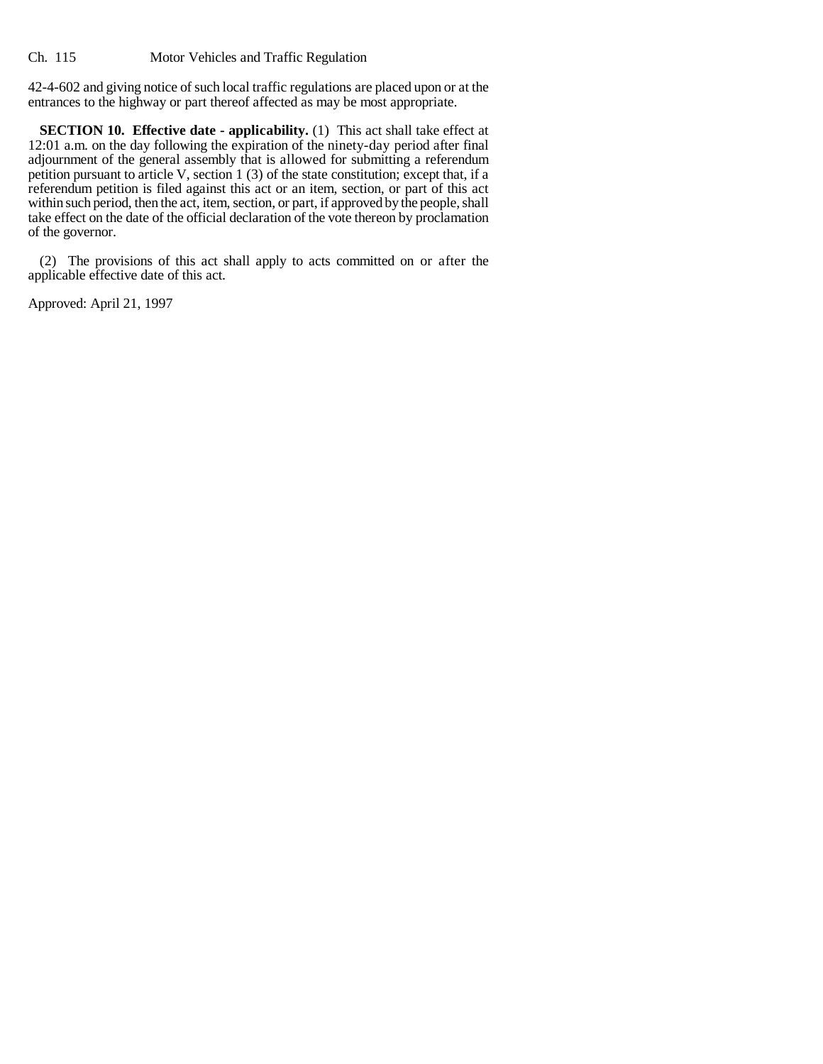42-4-602 and giving notice of such local traffic regulations are placed upon or at the entrances to the highway or part thereof affected as may be most appropriate.

**SECTION 10. Effective date - applicability.** (1) This act shall take effect at 12:01 a.m. on the day following the expiration of the ninety-day period after final adjournment of the general assembly that is allowed for submitting a referendum petition pursuant to article V, section 1 (3) of the state constitution; except that, if a referendum petition is filed against this act or an item, section, or part of this act within such period, then the act, item, section, or part, if approved by the people, shall take effect on the date of the official declaration of the vote thereon by proclamation of the governor.

(2) The provisions of this act shall apply to acts committed on or after the applicable effective date of this act.

Approved: April 21, 1997